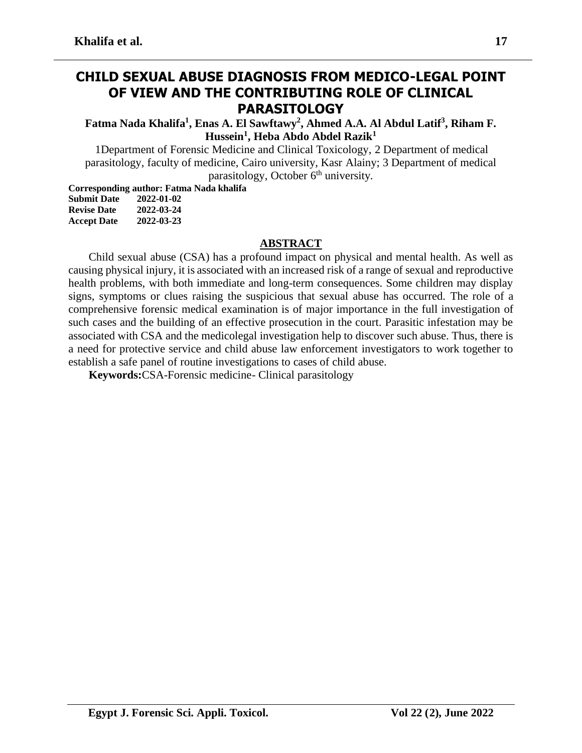# CHILD SEXUAL ABUSE DIAGNOSIS FROM MEDICO-LEGAL POINT OF VIEW AND THE CONTRIBUTING ROLE OF CLINICAL PARASITOLOGY

**Fatma Nada Khalifa[1], Enas A. El Sawftawy[2], Ahmed A.A. Al Abdul Latif[3], Riham F. Hussein[1], Heba Abdo Abdel Razik[1]**

1Department of Forensic Medicine and Clinical Toxicology, 2 Department of medical parasitology, faculty of medicine, Cairo university, Kasr Alainy; 3 Department of medical parasitology, October 6th university.

**Corresponding author: Fatma Nada khalifa**
**Submit Date 2022-01-02**
**Revise Date 2022-03-24**
**Accept Date 2022-03-23**

## ABSTRACT

Child sexual abuse (CSA) has a profound impact on physical and mental health. As well as causing physical injury, it is associated with an increased risk of a range of sexual and reproductive health problems, with both immediate and long-term consequences. Some children may display signs, symptoms or clues raising the suspicious that sexual abuse has occurred. The role of a comprehensive forensic medical examination is of major importance in the full investigation of such cases and the building of an effective prosecution in the court. Parasitic infestation may be associated with CSA and the medicolegal investigation help to discover such abuse. Thus, there is a need for protective service and child abuse law enforcement investigators to work together to establish a safe panel of routine investigations to cases of child abuse.

**Keywords:**CSA-Forensic medicine- Clinical parasitology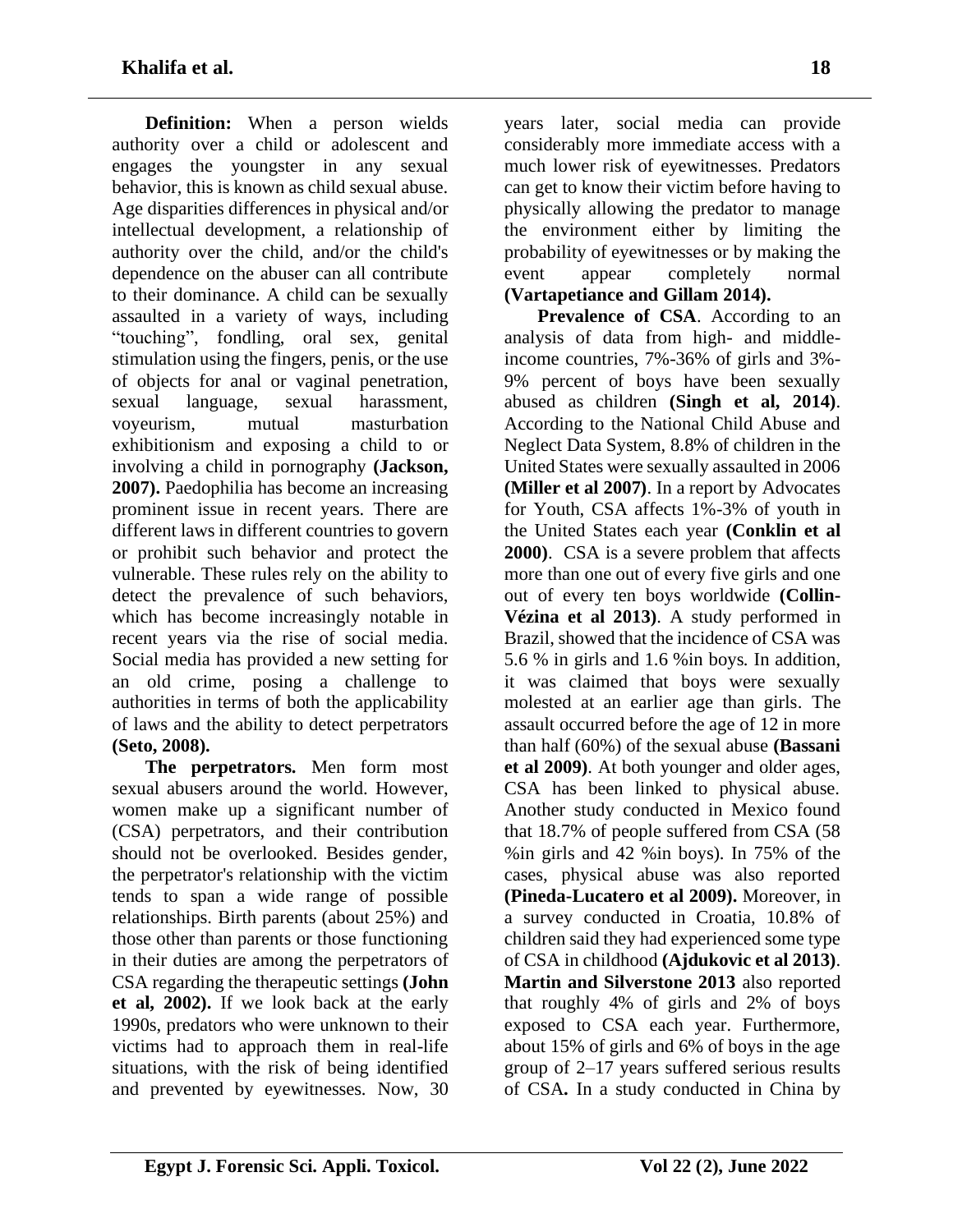**Definition:** When a person wields authority over a child or adolescent and engages the youngster in any sexual behavior, this is known as child sexual abuse. Age disparities differences in physical and/or intellectual development, a relationship of authority over the child, and/or the child's dependence on the abuser can all contribute to their dominance. A child can be sexually assaulted in a variety of ways, including "touching", fondling, oral sex, genital stimulation using the fingers, penis, or the use of objects for anal or vaginal penetration, sexual language, sexual harassment, voyeurism, mutual masturbation exhibitionism and exposing a child to or involving a child in pornography **(Jackson, 2007).** Paedophilia has become an increasing prominent issue in recent years. There are different laws in different countries to govern or prohibit such behavior and protect the vulnerable. These rules rely on the ability to detect the prevalence of such behaviors, which has become increasingly notable in recent years via the rise of social media. Social media has provided a new setting for an old crime, posing a challenge to authorities in terms of both the applicability of laws and the ability to detect perpetrators **(Seto, 2008).**

**The perpetrators.** Men form most sexual abusers around the world. However, women make up a significant number of (CSA) perpetrators, and their contribution should not be overlooked. Besides gender, the perpetrator's relationship with the victim tends to span a wide range of possible relationships. Birth parents (about 25%) and those other than parents or those functioning in their duties are among the perpetrators of CSA regarding the therapeutic settings **(John et al, 2002).** If we look back at the early 1990s, predators who were unknown to their victims had to approach them in real-life situations, with the risk of being identified and prevented by eyewitnesses. Now, 30 years later, social media can provide considerably more immediate access with a much lower risk of eyewitnesses. Predators can get to know their victim before having to physically allowing the predator to manage the environment either by limiting the probability of eyewitnesses or by making the event appear completely normal **(Vartapetiance and Gillam 2014).**

**Prevalence of CSA**. According to an analysis of data from high- and middle-income countries, 7%-36% of girls and 3%-9% percent of boys have been sexually abused as children **(Singh et al, 2014)**. According to the National Child Abuse and Neglect Data System, 8.8% of children in the United States were sexually assaulted in 2006 **(Miller et al 2007)**. In a report by Advocates for Youth, CSA affects 1%-3% of youth in the United States each year **(Conklin et al 2000)**. CSA is a severe problem that affects more than one out of every five girls and one out of every ten boys worldwide **(Collin-Vézina et al 2013)**. A study performed in Brazil, showed that the incidence of CSA was 5.6 % in girls and 1.6 %in boys. In addition, it was claimed that boys were sexually molested at an earlier age than girls. The assault occurred before the age of 12 in more than half (60%) of the sexual abuse **(Bassani et al 2009)**. At both younger and older ages, CSA has been linked to physical abuse. Another study conducted in Mexico found that 18.7% of people suffered from CSA (58 %in girls and 42 %in boys). In 75% of the cases, physical abuse was also reported **(Pineda-Lucatero et al 2009).** Moreover, in a survey conducted in Croatia, 10.8% of children said they had experienced some type of CSA in childhood **(Ajdukovic et al 2013)**. **Martin and Silverstone 2013** also reported that roughly 4% of girls and 2% of boys exposed to CSA each year. Furthermore, about 15% of girls and 6% of boys in the age group of 2–17 years suffered serious results of CSA**.** In a study conducted in China by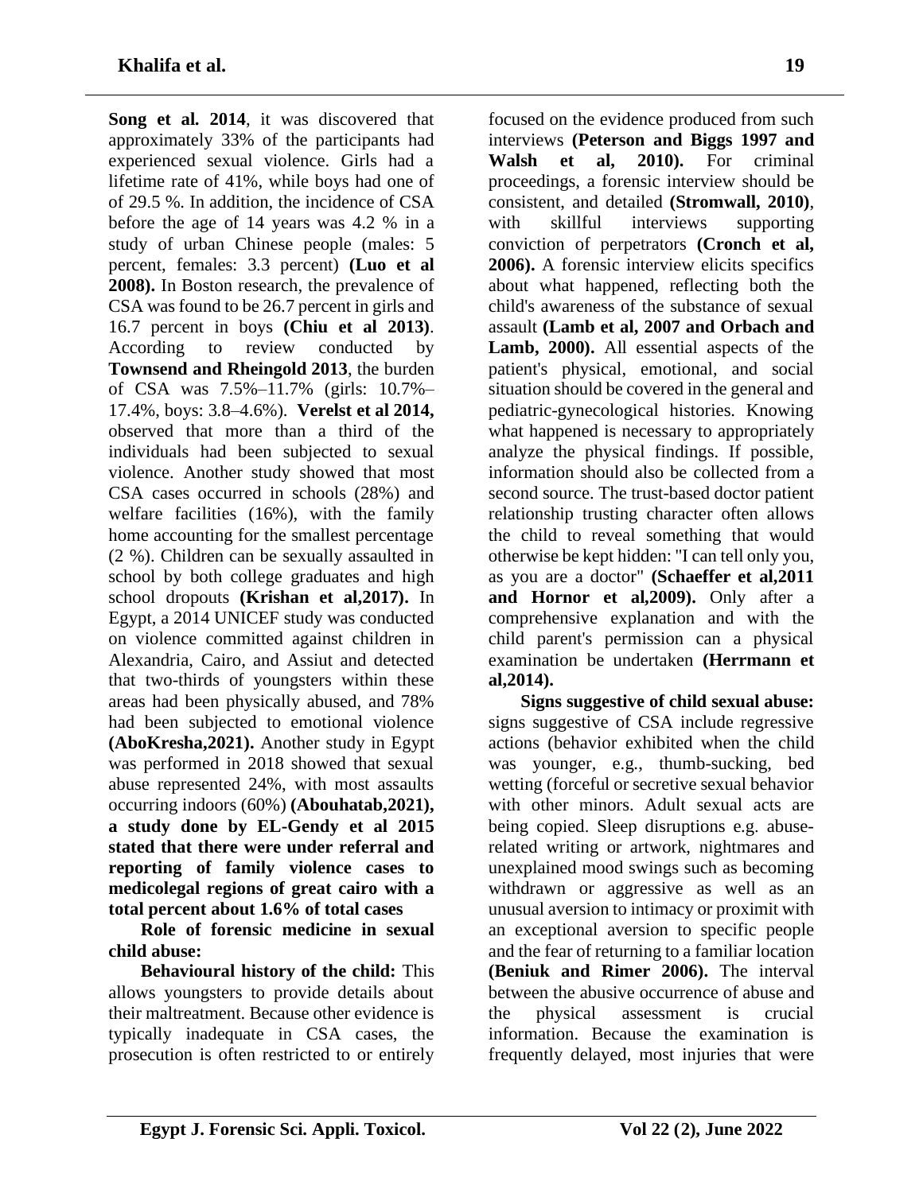**Song et al. 2014**, it was discovered that approximately 33% of the participants had experienced sexual violence. Girls had a lifetime rate of 41%, while boys had one of of 29.5 %. In addition, the incidence of CSA before the age of 14 years was 4.2 % in a study of urban Chinese people (males: 5 percent, females: 3.3 percent) **(Luo et al 2008).** In Boston research, the prevalence of CSA was found to be 26.7 percent in girls and 16.7 percent in boys **(Chiu et al 2013)**. According to review conducted by **Townsend and Rheingold 2013**, the burden of CSA was 7.5%–11.7% (girls: 10.7%–17.4%, boys: 3.8–4.6%). **Verelst et al 2014,** observed that more than a third of the individuals had been subjected to sexual violence. Another study showed that most CSA cases occurred in schools (28%) and welfare facilities (16%), with the family home accounting for the smallest percentage (2 %). Children can be sexually assaulted in school by both college graduates and high school dropouts **(Krishan et al,2017).** In Egypt, a 2014 UNICEF study was conducted on violence committed against children in Alexandria, Cairo, and Assiut and detected that two-thirds of youngsters within these areas had been physically abused, and 78% had been subjected to emotional violence **(AboKresha,2021).** Another study in Egypt was performed in 2018 showed that sexual abuse represented 24%, with most assaults occurring indoors (60%) **(Abouhatab,2021), a study done by EL-Gendy et al 2015 stated that there were under referral and reporting of family violence cases to medicolegal regions of great cairo with a total percent about 1.6% of total cases**

**Role of forensic medicine in sexual child abuse:**

**Behavioural history of the child:** This allows youngsters to provide details about their maltreatment. Because other evidence is typically inadequate in CSA cases, the prosecution is often restricted to or entirely focused on the evidence produced from such interviews **(Peterson and Biggs 1997 and Walsh et al, 2010).** For criminal proceedings, a forensic interview should be consistent, and detailed **(Stromwall, 2010)**, with skillful interviews supporting conviction of perpetrators **(Cronch et al, 2006).** A forensic interview elicits specifics about what happened, reflecting both the child's awareness of the substance of sexual assault **(Lamb et al, 2007 and Orbach and Lamb, 2000).** All essential aspects of the patient's physical, emotional, and social situation should be covered in the general and pediatric-gynecological histories. Knowing what happened is necessary to appropriately analyze the physical findings. If possible, information should also be collected from a second source. The trust-based doctor patient relationship trusting character often allows the child to reveal something that would otherwise be kept hidden: "I can tell only you, as you are a doctor" **(Schaeffer et al,2011 and Hornor et al,2009).** Only after a comprehensive explanation and with the child parent's permission can a physical examination be undertaken **(Herrmann et al,2014).**

**Signs suggestive of child sexual abuse:** signs suggestive of CSA include regressive actions (behavior exhibited when the child was younger, e.g., thumb-sucking, bed wetting (forceful or secretive sexual behavior with other minors. Adult sexual acts are being copied. Sleep disruptions e.g. abuse-related writing or artwork, nightmares and unexplained mood swings such as becoming withdrawn or aggressive as well as an unusual aversion to intimacy or proximit with an exceptional aversion to specific people and the fear of returning to a familiar location **(Beniuk and Rimer 2006).** The interval between the abusive occurrence of abuse and the physical assessment is crucial information. Because the examination is frequently delayed, most injuries that were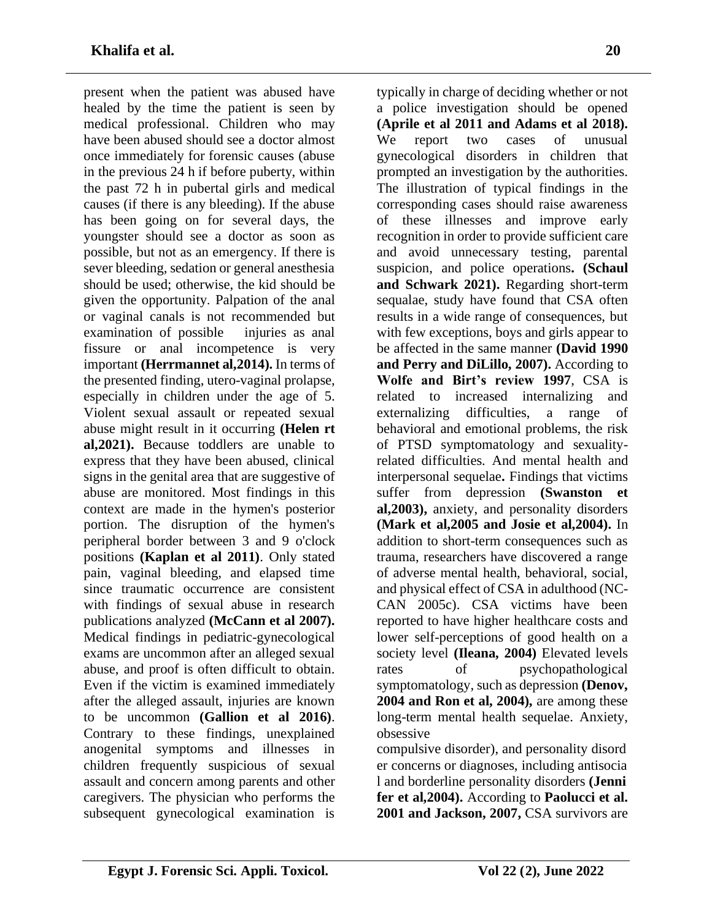present when the patient was abused have healed by the time the patient is seen by medical professional. Children who may have been abused should see a doctor almost once immediately for forensic causes (abuse in the previous 24 h if before puberty, within the past 72 h in pubertal girls and medical causes (if there is any bleeding). If the abuse has been going on for several days, the youngster should see a doctor as soon as possible, but not as an emergency. If there is sever bleeding, sedation or general anesthesia should be used; otherwise, the kid should be given the opportunity. Palpation of the anal or vaginal canals is not recommended but examination of possible injuries as anal fissure or anal incompetence is very important **(Herrmannet al,2014).** In terms of the presented finding, utero-vaginal prolapse, especially in children under the age of 5. Violent sexual assault or repeated sexual abuse might result in it occurring **(Helen rt al,2021).** Because toddlers are unable to express that they have been abused, clinical signs in the genital area that are suggestive of abuse are monitored. Most findings in this context are made in the hymen's posterior portion. The disruption of the hymen's peripheral border between 3 and 9 o'clock positions **(Kaplan et al 2011)**. Only stated pain, vaginal bleeding, and elapsed time since traumatic occurrence are consistent with findings of sexual abuse in research publications analyzed **(McCann et al 2007).** Medical findings in pediatric-gynecological exams are uncommon after an alleged sexual abuse, and proof is often difficult to obtain. Even if the victim is examined immediately after the alleged assault, injuries are known to be uncommon **(Gallion et al 2016)**. Contrary to these findings, unexplained anogenital symptoms and illnesses in children frequently suspicious of sexual assault and concern among parents and other caregivers. The physician who performs the subsequent gynecological examination is typically in charge of deciding whether or not a police investigation should be opened **(Aprile et al 2011 and Adams et al 2018).** We report two cases of unusual gynecological disorders in children that prompted an investigation by the authorities. The illustration of typical findings in the corresponding cases should raise awareness of these illnesses and improve early recognition in order to provide sufficient care and avoid unnecessary testing, parental suspicion, and police operations**. (Schaul and Schwark 2021).** Regarding short-term sequalae, study have found that CSA often results in a wide range of consequences, but with few exceptions, boys and girls appear to be affected in the same manner **(David 1990 and Perry and DiLillo, 2007).** According to **Wolfe and Birt's review 1997**, CSA is related to increased internalizing and externalizing difficulties, a range of behavioral and emotional problems, the risk of PTSD symptomatology and sexuality-related difficulties. And mental health and interpersonal sequelae**.** Findings that victims suffer from depression **(Swanston et al,2003),** anxiety, and personality disorders **(Mark et al,2005 and Josie et al,2004).** In addition to short-term consequences such as trauma, researchers have discovered a range of adverse mental health, behavioral, social, and physical effect of CSA in adulthood (NC-CAN 2005c). CSA victims have been reported to have higher healthcare costs and lower self-perceptions of good health on a society level **(Ileana, 2004)** Elevated levels rates of psychopathological symptomatology, such as depression **(Denov, 2004 and Ron et al, 2004),** are among these long-term mental health sequelae. Anxiety, obsessive compulsive disorder), and personality disorder concerns or diagnoses, including antisocial and borderline personality disorders **(Jennifer et al,2004).** According to **Paolucci et al. 2001 and Jackson, 2007,** CSA survivors are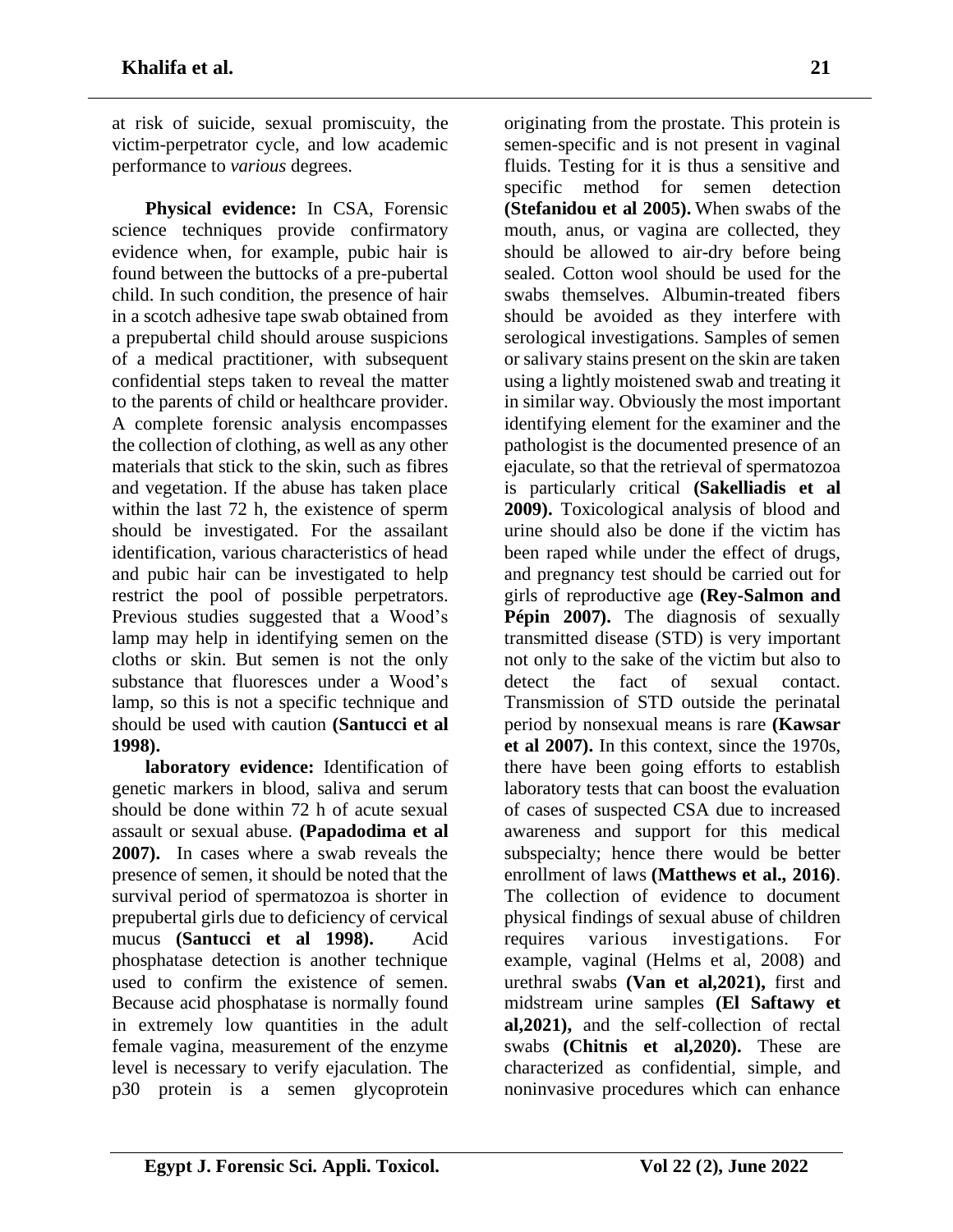at risk of suicide, sexual promiscuity, the victim-perpetrator cycle, and low academic performance to *various* degrees.

**Physical evidence:** In CSA, Forensic science techniques provide confirmatory evidence when, for example, pubic hair is found between the buttocks of a pre-pubertal child. In such condition, the presence of hair in a scotch adhesive tape swab obtained from a prepubertal child should arouse suspicions of a medical practitioner, with subsequent confidential steps taken to reveal the matter to the parents of child or healthcare provider. A complete forensic analysis encompasses the collection of clothing, as well as any other materials that stick to the skin, such as fibres and vegetation. If the abuse has taken place within the last 72 h, the existence of sperm should be investigated. For the assailant identification, various characteristics of head and pubic hair can be investigated to help restrict the pool of possible perpetrators. Previous studies suggested that a Wood's lamp may help in identifying semen on the cloths or skin. But semen is not the only substance that fluoresces under a Wood's lamp, so this is not a specific technique and should be used with caution **(Santucci et al 1998).**

**laboratory evidence:** Identification of genetic markers in blood, saliva and serum should be done within 72 h of acute sexual assault or sexual abuse. **(Papadodima et al 2007).** In cases where a swab reveals the presence of semen, it should be noted that the survival period of spermatozoa is shorter in prepubertal girls due to deficiency of cervical mucus **(Santucci et al 1998).** Acid phosphatase detection is another technique used to confirm the existence of semen. Because acid phosphatase is normally found in extremely low quantities in the adult female vagina, measurement of the enzyme level is necessary to verify ejaculation. The p30 protein is a semen glycoprotein originating from the prostate. This protein is semen-specific and is not present in vaginal fluids. Testing for it is thus a sensitive and specific method for semen detection **(Stefanidou et al 2005).** When swabs of the mouth, anus, or vagina are collected, they should be allowed to air-dry before being sealed. Cotton wool should be used for the swabs themselves. Albumin-treated fibers should be avoided as they interfere with serological investigations. Samples of semen or salivary stains present on the skin are taken using a lightly moistened swab and treating it in similar way. Obviously the most important identifying element for the examiner and the pathologist is the documented presence of an ejaculate, so that the retrieval of spermatozoa is particularly critical **(Sakelliadis et al 2009).** Toxicological analysis of blood and urine should also be done if the victim has been raped while under the effect of drugs, and pregnancy test should be carried out for girls of reproductive age **(Rey-Salmon and Pépin 2007).** The diagnosis of sexually transmitted disease (STD) is very important not only to the sake of the victim but also to detect the fact of sexual contact. Transmission of STD outside the perinatal period by nonsexual means is rare **(Kawsar et al 2007).** In this context, since the 1970s, there have been going efforts to establish laboratory tests that can boost the evaluation of cases of suspected CSA due to increased awareness and support for this medical subspecialty; hence there would be better enrollment of laws **(Matthews et al., 2016)**. The collection of evidence to document physical findings of sexual abuse of children requires various investigations. For example, vaginal (Helms et al, 2008) and urethral swabs **(Van et al,2021),** first and midstream urine samples **(El Saftawy et al,2021),** and the self-collection of rectal swabs **(Chitnis et al,2020).** These are characterized as confidential, simple, and noninvasive procedures which can enhance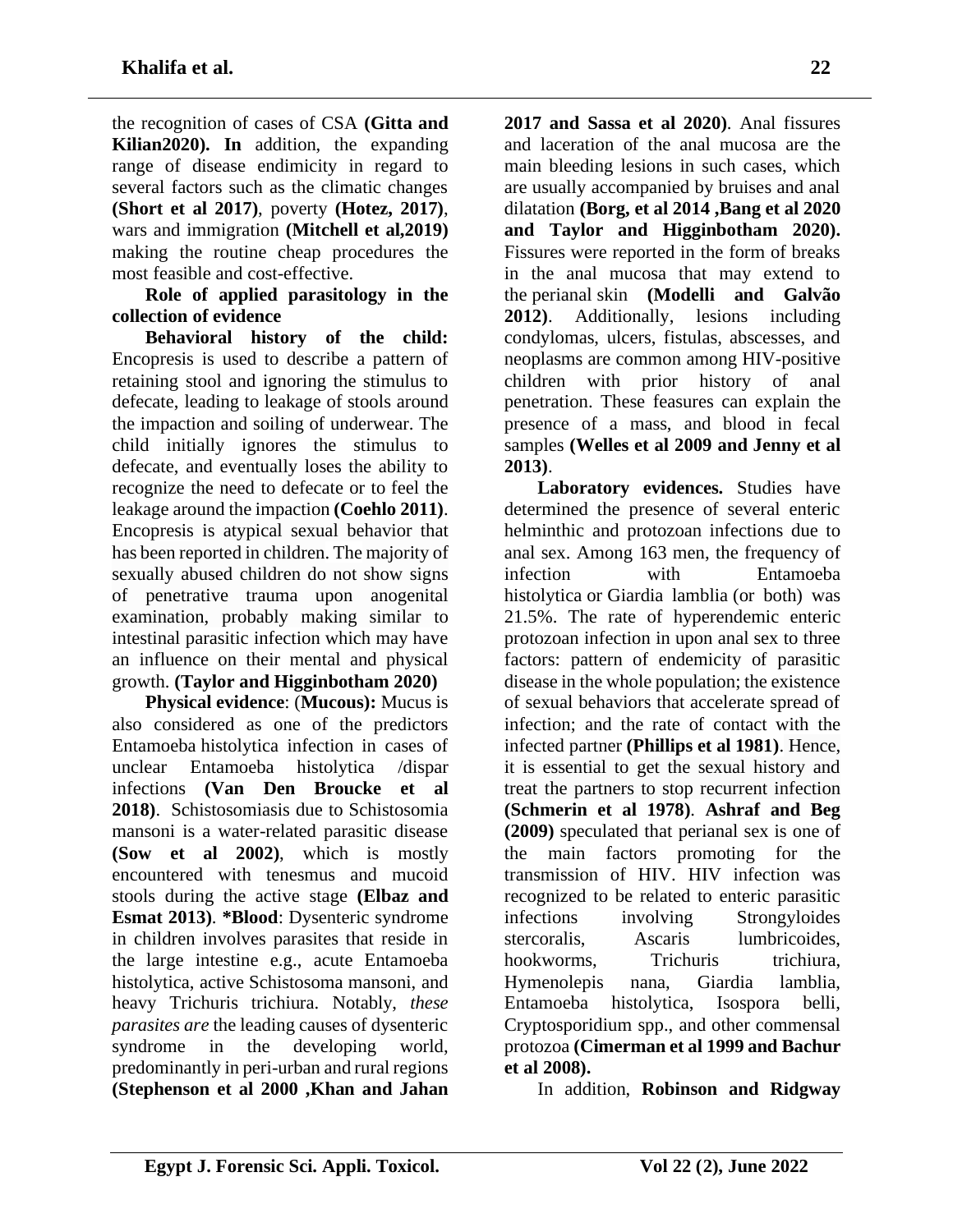the recognition of cases of CSA **(Gitta and Kilian2020). In** addition, the expanding range of disease endimicity in regard to several factors such as the climatic changes **(Short et al 2017)**, poverty **(Hotez, 2017)**, wars and immigration **(Mitchell et al,2019)** making the routine cheap procedures the most feasible and cost-effective.

**Role of applied parasitology in the collection of evidence**

**Behavioral history of the child:** Encopresis is used to describe a pattern of retaining stool and ignoring the stimulus to defecate, leading to leakage of stools around the impaction and soiling of underwear. The child initially ignores the stimulus to defecate, and eventually loses the ability to recognize the need to defecate or to feel the leakage around the impaction **(Coehlo 2011)**. Encopresis is atypical sexual behavior that has been reported in children. The majority of sexually abused children do not show signs of penetrative trauma upon anogenital examination, probably making similar to intestinal parasitic infection which may have an influence on their mental and physical growth. **(Taylor and Higginbotham 2020)**

**Physical evidence**: (**Mucous):** Mucus is also considered as one of the predictors Entamoeba histolytica infection in cases of unclear Entamoeba histolytica /dispar infections **(Van Den Broucke et al 2018)**. Schistosomiasis due to Schistosomia mansoni is a water-related parasitic disease **(Sow et al 2002)**, which is mostly encountered with tenesmus and mucoid stools during the active stage **(Elbaz and Esmat 2013)**. ***Blood**: Dysenteric syndrome in children involves parasites that reside in the large intestine e.g., acute Entamoeba histolytica, active Schistosoma mansoni, and heavy Trichuris trichiura. Notably, *these parasites are* the leading causes of dysenteric syndrome in the developing world, predominantly in peri-urban and rural regions **(Stephenson et al 2000 ,Khan and Jahan 2017 and Sassa et al 2020)**. Anal fissures and laceration of the anal mucosa are the main bleeding lesions in such cases, which are usually accompanied by bruises and anal dilatation **(Borg, et al 2014 ,Bang et al 2020 and Taylor and Higginbotham 2020).** Fissures were reported in the form of breaks in the anal mucosa that may extend to the perianal skin **(Modelli and Galvão 2012)**. Additionally, lesions including condylomas, ulcers, fistulas, abscesses, and neoplasms are common among HIV-positive children with prior history of anal penetration. These feasures can explain the presence of a mass, and blood in fecal samples **(Welles et al 2009 and Jenny et al 2013)**.

**Laboratory evidences.** Studies have determined the presence of several enteric helminthic and protozoan infections due to anal sex. Among 163 men, the frequency of infection with Entamoeba histolytica or Giardia lamblia (or both) was 21.5%. The rate of hyperendemic enteric protozoan infection in upon anal sex to three factors: pattern of endemicity of parasitic disease in the whole population; the existence of sexual behaviors that accelerate spread of infection; and the rate of contact with the infected partner **(Phillips et al 1981)**. Hence, it is essential to get the sexual history and treat the partners to stop recurrent infection **(Schmerin et al 1978)**. **Ashraf and Beg (2009)** speculated that perianal sex is one of the main factors promoting for the transmission of HIV. HIV infection was recognized to be related to enteric parasitic infections involving Strongyloides stercoralis, Ascaris lumbricoides, hookworms, Trichuris trichiura, Hymenolepis nana, Giardia lamblia, Entamoeba histolytica, Isospora belli, Cryptosporidium spp., and other commensal protozoa **(Cimerman et al 1999 and Bachur et al 2008).**

In addition, **Robinson and Ridgway**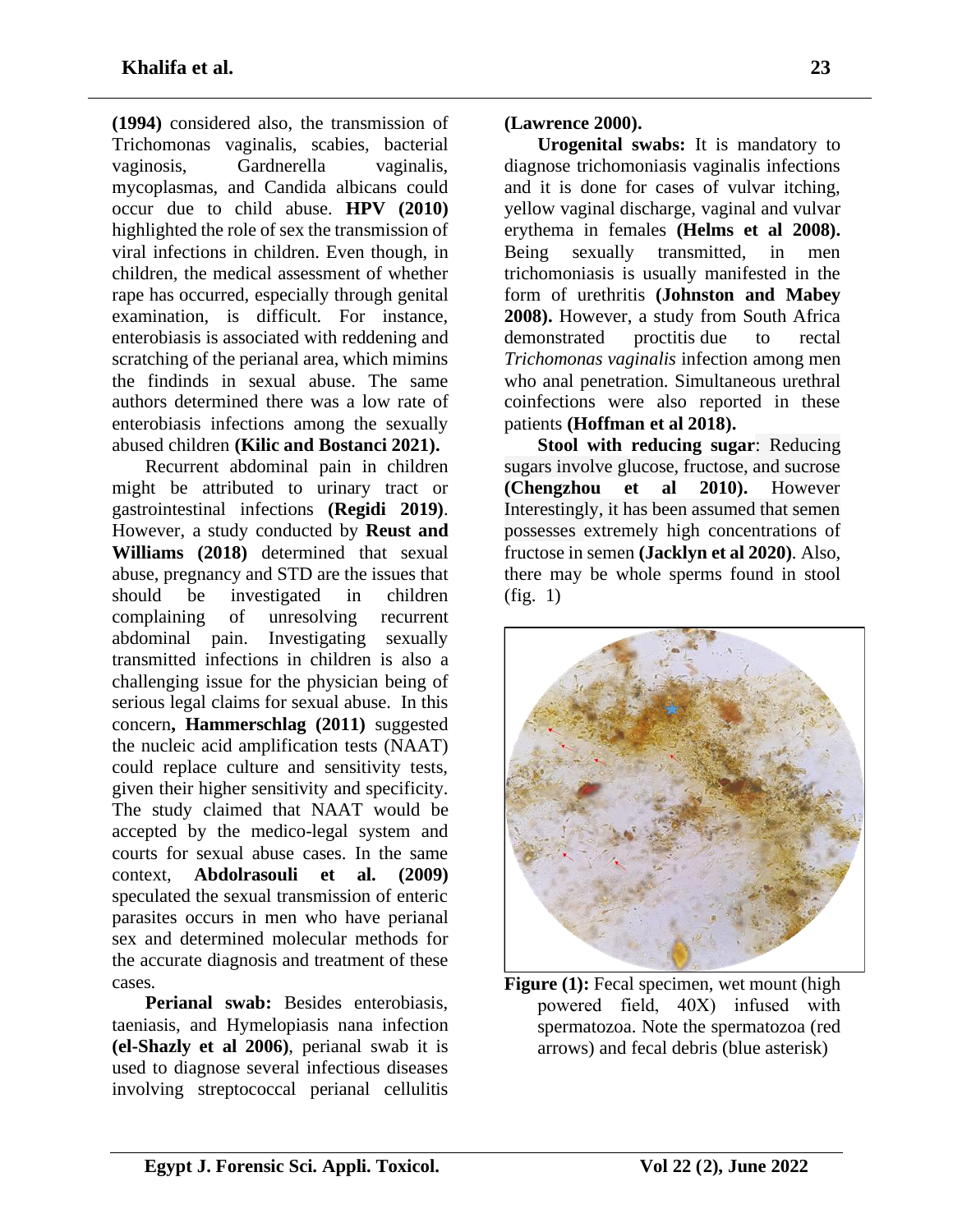**(1994)** considered also, the transmission of Trichomonas vaginalis, scabies, bacterial vaginosis, Gardnerella vaginalis, mycoplasmas, and Candida albicans could occur due to child abuse. **HPV (2010)** highlighted the role of sex the transmission of viral infections in children. Even though, in children, the medical assessment of whether rape has occurred, especially through genital examination, is difficult. For instance, enterobiasis is associated with reddening and scratching of the perianal area, which mimins the findinds in sexual abuse. The same authors determined there was a low rate of enterobiasis infections among the sexually abused children **(Kilic and Bostanci 2021).**

Recurrent abdominal pain in children might be attributed to urinary tract or gastrointestinal infections **(Regidi 2019)**. However, a study conducted by **Reust and Williams (2018)** determined that sexual abuse, pregnancy and STD are the issues that should be investigated in children complaining of unresolving recurrent abdominal pain. Investigating sexually transmitted infections in children is also a challenging issue for the physician being of serious legal claims for sexual abuse. In this concern**, Hammerschlag (2011)** suggested the nucleic acid amplification tests (NAAT) could replace culture and sensitivity tests, given their higher sensitivity and specificity. The study claimed that NAAT would be accepted by the medico-legal system and courts for sexual abuse cases. In the same context, **Abdolrasouli et al. (2009)** speculated the sexual transmission of enteric parasites occurs in men who have perianal sex and determined molecular methods for the accurate diagnosis and treatment of these cases.

**Perianal swab:** Besides enterobiasis, taeniasis, and Hymelopiasis nana infection **(el-Shazly et al 2006)**, perianal swab it is used to diagnose several infectious diseases involving streptococcal perianal cellulitis **(Lawrence 2000).**

**Urogenital swabs:** It is mandatory to diagnose trichomoniasis vaginalis infections and it is done for cases of vulvar itching, yellow vaginal discharge, vaginal and vulvar erythema in females **(Helms et al 2008).** Being sexually transmitted, in men trichomoniasis is usually manifested in the form of urethritis **(Johnston and Mabey 2008).** However, a study from South Africa demonstrated proctitis due to rectal *Trichomonas vaginalis* infection among men who anal penetration. Simultaneous urethral coinfections were also reported in these patients **(Hoffman et al 2018).**

**Stool with reducing sugar**: Reducing sugars involve glucose, fructose, and sucrose **(Chengzhou et al 2010).** However Interestingly, it has been assumed that semen possesses extremely high concentrations of fructose in semen **(Jacklyn et al 2020)**. Also, there may be whole sperms found in stool (fig. 1)

**Figure (1):** Fecal specimen, wet mount (high powered field, 40X) infused with spermatozoa. Note the spermatozoa (red arrows) and fecal debris (blue asterisk)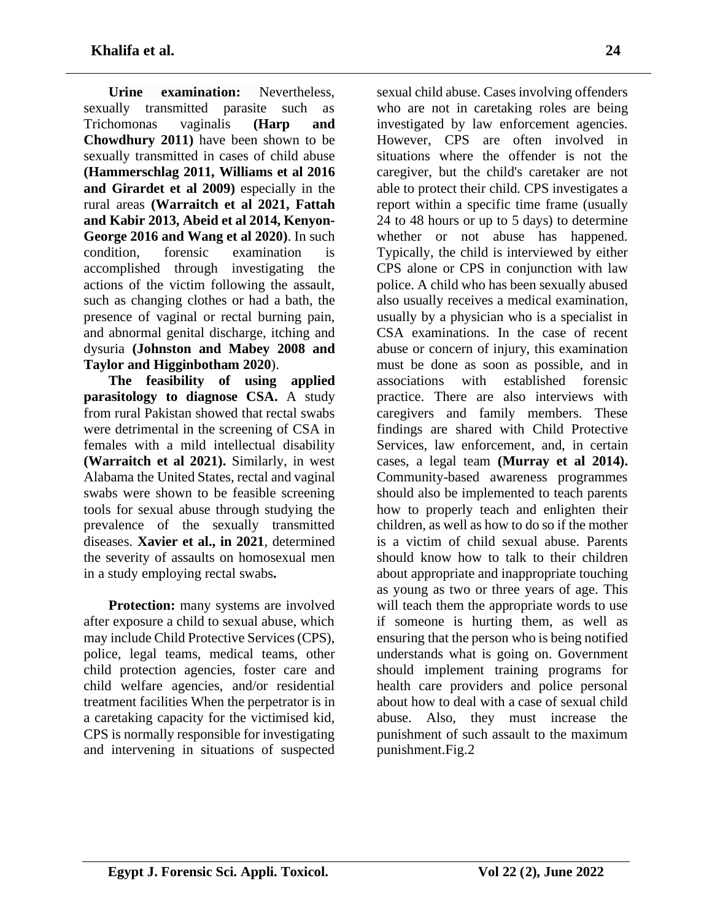**Urine examination:** Nevertheless, sexually transmitted parasite such as Trichomonas vaginalis **(Harp and Chowdhury 2011)** have been shown to be sexually transmitted in cases of child abuse **(Hammerschlag 2011, Williams et al 2016 and Girardet et al 2009)** especially in the rural areas **(Warraitch et al 2021, Fattah and Kabir 2013, Abeid et al 2014, Kenyon-George 2016 and Wang et al 2020)**. In such condition, forensic examination is accomplished through investigating the actions of the victim following the assault, such as changing clothes or had a bath, the presence of vaginal or rectal burning pain, and abnormal genital discharge, itching and dysuria **(Johnston and Mabey 2008 and Taylor and Higginbotham 2020)**.

**The feasibility of using applied parasitology to diagnose CSA.** A study from rural Pakistan showed that rectal swabs were detrimental in the screening of CSA in females with a mild intellectual disability **(Warraitch et al 2021).** Similarly, in west Alabama the United States, rectal and vaginal swabs were shown to be feasible screening tools for sexual abuse through studying the prevalence of the sexually transmitted diseases. **Xavier et al., in 2021**, determined the severity of assaults on homosexual men in a study employing rectal swabs**.**

**Protection:** many systems are involved after exposure a child to sexual abuse, which may include Child Protective Services (CPS), police, legal teams, medical teams, other child protection agencies, foster care and child welfare agencies, and/or residential treatment facilities When the perpetrator is in a caretaking capacity for the victimised kid, CPS is normally responsible for investigating and intervening in situations of suspected sexual child abuse. Cases involving offenders who are not in caretaking roles are being investigated by law enforcement agencies. However, CPS are often involved in situations where the offender is not the caregiver, but the child's caretaker are not able to protect their child. CPS investigates a report within a specific time frame (usually 24 to 48 hours or up to 5 days) to determine whether or not abuse has happened. Typically, the child is interviewed by either CPS alone or CPS in conjunction with law police. A child who has been sexually abused also usually receives a medical examination, usually by a physician who is a specialist in CSA examinations. In the case of recent abuse or concern of injury, this examination must be done as soon as possible, and in associations with established forensic practice. There are also interviews with caregivers and family members. These findings are shared with Child Protective Services, law enforcement, and, in certain cases, a legal team **(Murray et al 2014).** Community-based awareness programmes should also be implemented to teach parents how to properly teach and enlighten their children, as well as how to do so if the mother is a victim of child sexual abuse. Parents should know how to talk to their children about appropriate and inappropriate touching as young as two or three years of age. This will teach them the appropriate words to use if someone is hurting them, as well as ensuring that the person who is being notified understands what is going on. Government should implement training programs for health care providers and police personal about how to deal with a case of sexual child abuse. Also, they must increase the punishment of such assault to the maximum punishment.Fig.2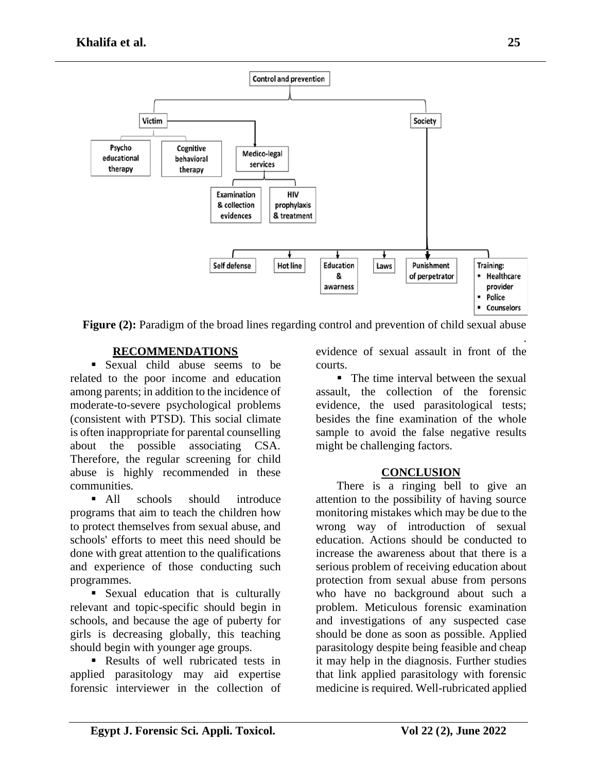Control and prevention

- Victim
  - Psycho educational therapy
  - Cognitive behavioral therapy
  - Medico-legal services
    - Examination & collection evidences
    - HIV prophylaxis & treatment
- Society
  - Self defense
  - Hot line
  - Education & awarness
  - Laws
  - Punishment of perpetrator
  - Training:
    - Healthcare provider
    - Police
    - Counselors

**Figure (2):** Paradigm of the broad lines regarding control and prevention of child sexual abuse

.

## RECOMMENDATIONS

- Sexual child abuse seems to be related to the poor income and education among parents; in addition to the incidence of moderate-to-severe psychological problems (consistent with PTSD). This social climate is often inappropriate for parental counselling about the possible associating CSA. Therefore, the regular screening for child abuse is highly recommended in these communities.
- All schools should introduce programs that aim to teach the children how to protect themselves from sexual abuse, and schools' efforts to meet this need should be done with great attention to the qualifications and experience of those conducting such programmes.
- Sexual education that is culturally relevant and topic-specific should begin in schools, and because the age of puberty for girls is decreasing globally, this teaching should begin with younger age groups.
- Results of well rubricated tests in applied parasitology may aid expertise forensic interviewer in the collection of evidence of sexual assault in front of the courts.
- The time interval between the sexual assault, the collection of the forensic evidence, the used parasitological tests; besides the fine examination of the whole sample to avoid the false negative results might be challenging factors.

## CONCLUSION

There is a ringing bell to give an attention to the possibility of having source monitoring mistakes which may be due to the wrong way of introduction of sexual education. Actions should be conducted to increase the awareness about that there is a serious problem of receiving education about protection from sexual abuse from persons who have no background about such a problem. Meticulous forensic examination and investigations of any suspected case should be done as soon as possible. Applied parasitology despite being feasible and cheap it may help in the diagnosis. Further studies that link applied parasitology with forensic medicine is required. Well-rubricated applied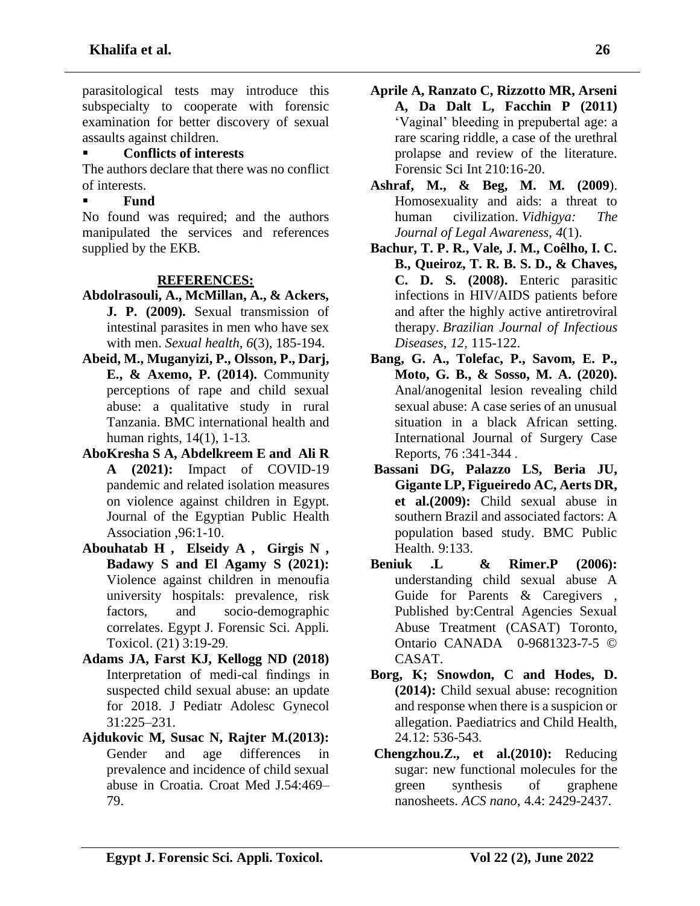parasitological tests may introduce this subspecialty to cooperate with forensic examination for better discovery of sexual assaults against children.

- **Conflicts of interests**

The authors declare that there was no conflict of interests.

- **Fund**

No found was required; and the authors manipulated the services and references supplied by the EKB.

## REFERENCES:

**Abdolrasouli, A., McMillan, A., & Ackers, J. P. (2009).** Sexual transmission of intestinal parasites in men who have sex with men. *Sexual health*, *6*(3), 185-194.

**Abeid, M., Muganyizi, P., Olsson, P., Darj, E., & Axemo, P. (2014).** Community perceptions of rape and child sexual abuse: a qualitative study in rural Tanzania. BMC international health and human rights, 14(1), 1-13.

**AboKresha S A, Abdelkreem E and Ali R A (2021):** Impact of COVID-19 pandemic and related isolation measures on violence against children in Egypt. Journal of the Egyptian Public Health Association ,96:1-10.

**Abouhatab H , Elseidy A , Girgis N , Badawy S and El Agamy S (2021):** Violence against children in menoufia university hospitals: prevalence, risk factors, and socio-demographic correlates. Egypt J. Forensic Sci. Appli. Toxicol. (21) 3:19-29.

**Adams JA, Farst KJ, Kellogg ND (2018)** Interpretation of medi-cal findings in suspected child sexual abuse: an update for 2018. J Pediatr Adolesc Gynecol 31:225–231.

**Ajdukovic M, Susac N, Rajter M.(2013):** Gender and age differences in prevalence and incidence of child sexual abuse in Croatia. Croat Med J.54:469–79.

**Aprile A, Ranzato C, Rizzotto MR, Arseni A, Da Dalt L, Facchin P (2011)** 'Vaginal' bleeding in prepubertal age: a rare scaring riddle, a case of the urethral prolapse and review of the literature. Forensic Sci Int 210:16-20.

**Ashraf, M., & Beg, M. M. (2009**). Homosexuality and aids: a threat to human civilization. *Vidhigya: The Journal of Legal Awareness*, *4*(1).

**Bachur, T. P. R., Vale, J. M., Coêlho, I. C. B., Queiroz, T. R. B. S. D., & Chaves, C. D. S. (2008).** Enteric parasitic infections in HIV/AIDS patients before and after the highly active antiretroviral therapy. *Brazilian Journal of Infectious Diseases*, *12*, 115-122.

**Bang, G. A., Tolefac, P., Savom, E. P., Moto, G. B., & Sosso, M. A. (2020).** Anal/anogenital lesion revealing child sexual abuse: A case series of an unusual situation in a black African setting. International Journal of Surgery Case Reports, 76 :341-344 .

**Bassani DG, Palazzo LS, Beria JU, Gigante LP, Figueiredo AC, Aerts DR, et al.(2009):** Child sexual abuse in southern Brazil and associated factors: A population based study. BMC Public Health. 9:133.

**Beniuk .L & Rimer.P (2006):** understanding child sexual abuse A Guide for Parents & Caregivers , Published by:Central Agencies Sexual Abuse Treatment (CASAT) Toronto, Ontario CANADA 0-9681323-7-5 © CASAT.

**Borg, K; Snowdon, C and Hodes, D. (2014):** Child sexual abuse: recognition and response when there is a suspicion or allegation. Paediatrics and Child Health, 24.12: 536-543.

**Chengzhou.Z., et al.(2010):** Reducing sugar: new functional molecules for the green synthesis of graphene nanosheets. *ACS nano*, 4.4: 2429-2437.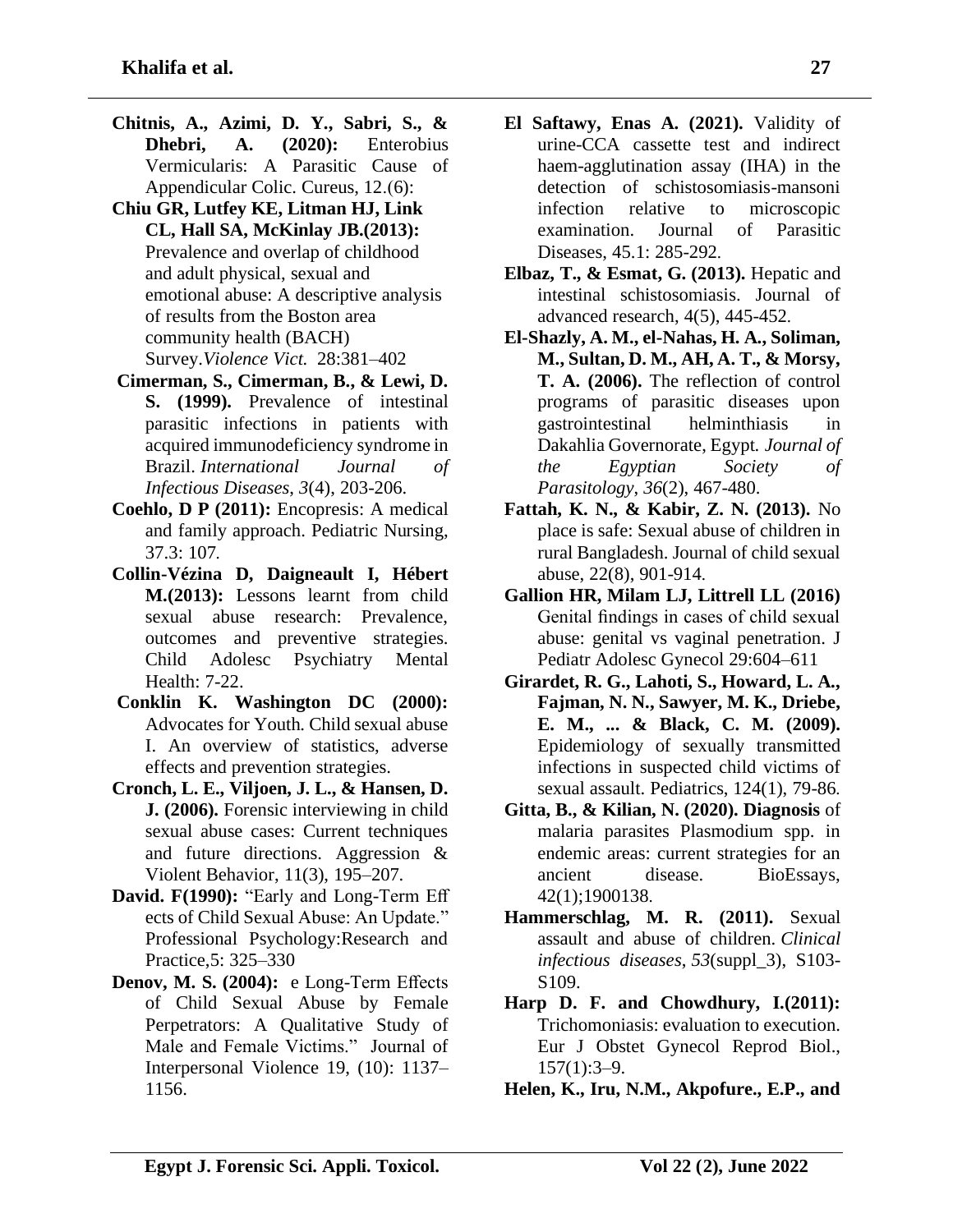**Chitnis, A., Azimi, D. Y., Sabri, S., & Dhebri, A. (2020):** Enterobius Vermicularis: A Parasitic Cause of Appendicular Colic. Cureus, 12.(6):

**Chiu GR, Lutfey KE, Litman HJ, Link CL, Hall SA, McKinlay JB.(2013):** Prevalence and overlap of childhood and adult physical, sexual and emotional abuse: A descriptive analysis of results from the Boston area community health (BACH) Survey.*Violence Vict.* 28:381–402

**Cimerman, S., Cimerman, B., & Lewi, D. S. (1999).** Prevalence of intestinal parasitic infections in patients with acquired immunodeficiency syndrome in Brazil. *International Journal of Infectious Diseases*, *3*(4), 203-206.

**Coehlo, D P (2011):** Encopresis: A medical and family approach. Pediatric Nursing, 37.3: 107.

**Collin-Vézina D, Daigneault I, Hébert M.(2013):** Lessons learnt from child sexual abuse research: Prevalence, outcomes and preventive strategies. Child Adolesc Psychiatry Mental Health: 7-22.

**Conklin K. Washington DC (2000):** Advocates for Youth. Child sexual abuse I. An overview of statistics, adverse effects and prevention strategies.

**Cronch, L. E., Viljoen, J. L., & Hansen, D. J. (2006).** Forensic interviewing in child sexual abuse cases: Current techniques and future directions. Aggression & Violent Behavior, 11(3), 195–207.

**David. F(1990):** "Early and Long-Term Eff ects of Child Sexual Abuse: An Update." Professional Psychology:Research and Practice,5: 325–330

**Denov, M. S. (2004):** e Long-Term Effects of Child Sexual Abuse by Female Perpetrators: A Qualitative Study of Male and Female Victims." Journal of Interpersonal Violence 19, (10): 1137–1156.

**El Saftawy, Enas A. (2021).** Validity of urine-CCA cassette test and indirect haem-agglutination assay (IHA) in the detection of schistosomiasis-mansoni infection relative to microscopic examination. Journal of Parasitic Diseases, 45.1: 285-292.

**Elbaz, T., & Esmat, G. (2013).** Hepatic and intestinal schistosomiasis. Journal of advanced research, 4(5), 445-452.

**El-Shazly, A. M., el-Nahas, H. A., Soliman, M., Sultan, D. M., AH, A. T., & Morsy, T. A. (2006).** The reflection of control programs of parasitic diseases upon gastrointestinal helminthiasis in Dakahlia Governorate, Egypt. *Journal of the Egyptian Society of Parasitology*, *36*(2), 467-480.

**Fattah, K. N., & Kabir, Z. N. (2013).** No place is safe: Sexual abuse of children in rural Bangladesh. Journal of child sexual abuse, 22(8), 901-914.

**Gallion HR, Milam LJ, Littrell LL (2016)** Genital findings in cases of child sexual abuse: genital vs vaginal penetration. J Pediatr Adolesc Gynecol 29:604–611

**Girardet, R. G., Lahoti, S., Howard, L. A., Fajman, N. N., Sawyer, M. K., Driebe, E. M., ... & Black, C. M. (2009).** Epidemiology of sexually transmitted infections in suspected child victims of sexual assault. Pediatrics, 124(1), 79-86.

**Gitta, B., & Kilian, N. (2020). Diagnosis** of malaria parasites Plasmodium spp. in endemic areas: current strategies for an ancient disease. BioEssays, 42(1);1900138.

**Hammerschlag, M. R. (2011).** Sexual assault and abuse of children. *Clinical infectious diseases*, *53*(suppl_3), S103-S109.

**Harp D. F. and Chowdhury, I.(2011):** Trichomoniasis: evaluation to execution. Eur J Obstet Gynecol Reprod Biol., 157(1):3–9.

**Helen, K., Iru, N.M., Akpofure., E.P., and**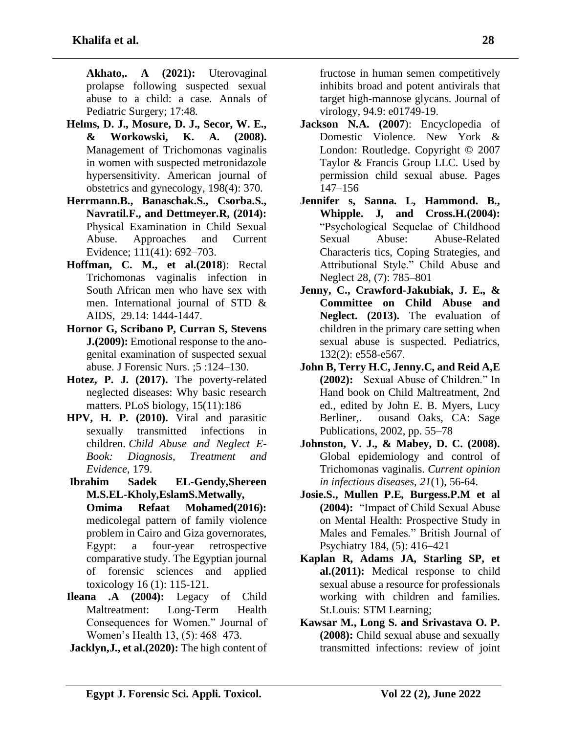**Akhato,. A (2021):** Uterovaginal prolapse following suspected sexual abuse to a child: a case. Annals of Pediatric Surgery; 17:48.

**Helms, D. J., Mosure, D. J., Secor, W. E., & Workowski, K. A. (2008).** Management of Trichomonas vaginalis in women with suspected metronidazole hypersensitivity. American journal of obstetrics and gynecology, 198(4): 370.

**Herrmann.B., Banaschak.S., Csorba.S., Navratil.F., and Dettmeyer.R, (2014):** Physical Examination in Child Sexual Abuse. Approaches and Current Evidence; 111(41): 692–703.

**Hoffman, C. M., et al.(2018**): Rectal Trichomonas vaginalis infection in South African men who have sex with men. International journal of STD & AIDS, 29.14: 1444-1447.

**Hornor G, Scribano P, Curran S, Stevens J.(2009):** Emotional response to the ano-genital examination of suspected sexual abuse. J Forensic Nurs. ;5 :124–130.

**Hotez, P. J. (2017).** The poverty-related neglected diseases: Why basic research matters. PLoS biology, 15(11):186

**HPV, H. P. (2010).** Viral and parasitic sexually transmitted infections in children. *Child Abuse and Neglect E-Book: Diagnosis, Treatment and Evidence*, 179.

**Ibrahim Sadek EL-Gendy,Shereen M.S.EL-Kholy,EslamS.Metwally, Omima Refaat Mohamed(2016):** medicolegal pattern of family violence problem in Cairo and Giza governorates, Egypt: a four-year retrospective comparative study. The Egyptian journal of forensic sciences and applied toxicology 16 (1): 115-121.

**Ileana .A (2004):** Legacy of Child Maltreatment: Long-Term Health Consequences for Women." Journal of Women's Health 13, (5): 468–473.

**Jacklyn,J., et al.(2020):** The high content of fructose in human semen competitively inhibits broad and potent antivirals that target high-mannose glycans. Journal of virology, 94.9: e01749-19.

**Jackson N.A. (2007**): Encyclopedia of Domestic Violence. New York & London: Routledge. Copyright © 2007 Taylor & Francis Group LLC. Used by permission child sexual abuse. Pages 147–156

**Jennifer s, Sanna. L, Hammond. B., Whipple. J, and Cross.H.(2004):** "Psychological Sequelae of Childhood Sexual Abuse: Abuse-Related Characteris tics, Coping Strategies, and Attributional Style." Child Abuse and Neglect 28, (7): 785–801

**Jenny, C., Crawford-Jakubiak, J. E., & Committee on Child Abuse and Neglect. (2013).** The evaluation of children in the primary care setting when sexual abuse is suspected. Pediatrics, 132(2): e558-e567.

**John B, Terry H.C, Jenny.C, and Reid A,E (2002):** Sexual Abuse of Children." In Hand book on Child Maltreatment, 2nd ed., edited by John E. B. Myers, Lucy Berliner,. ousand Oaks, CA: Sage Publications, 2002, pp. 55–78

**Johnston, V. J., & Mabey, D. C. (2008).** Global epidemiology and control of Trichomonas vaginalis. *Current opinion in infectious diseases*, *21*(1), 56-64.

**Josie.S., Mullen P.E, Burgess.P.M et al (2004):** "Impact of Child Sexual Abuse on Mental Health: Prospective Study in Males and Females." British Journal of Psychiatry 184, (5): 416–421

**Kaplan R, Adams JA, Starling SP, et al.(2011):** Medical response to child sexual abuse a resource for professionals working with children and families. St.Louis: STM Learning;

**Kawsar M., Long S. and Srivastava O. P. (2008):** Child sexual abuse and sexually transmitted infections: review of joint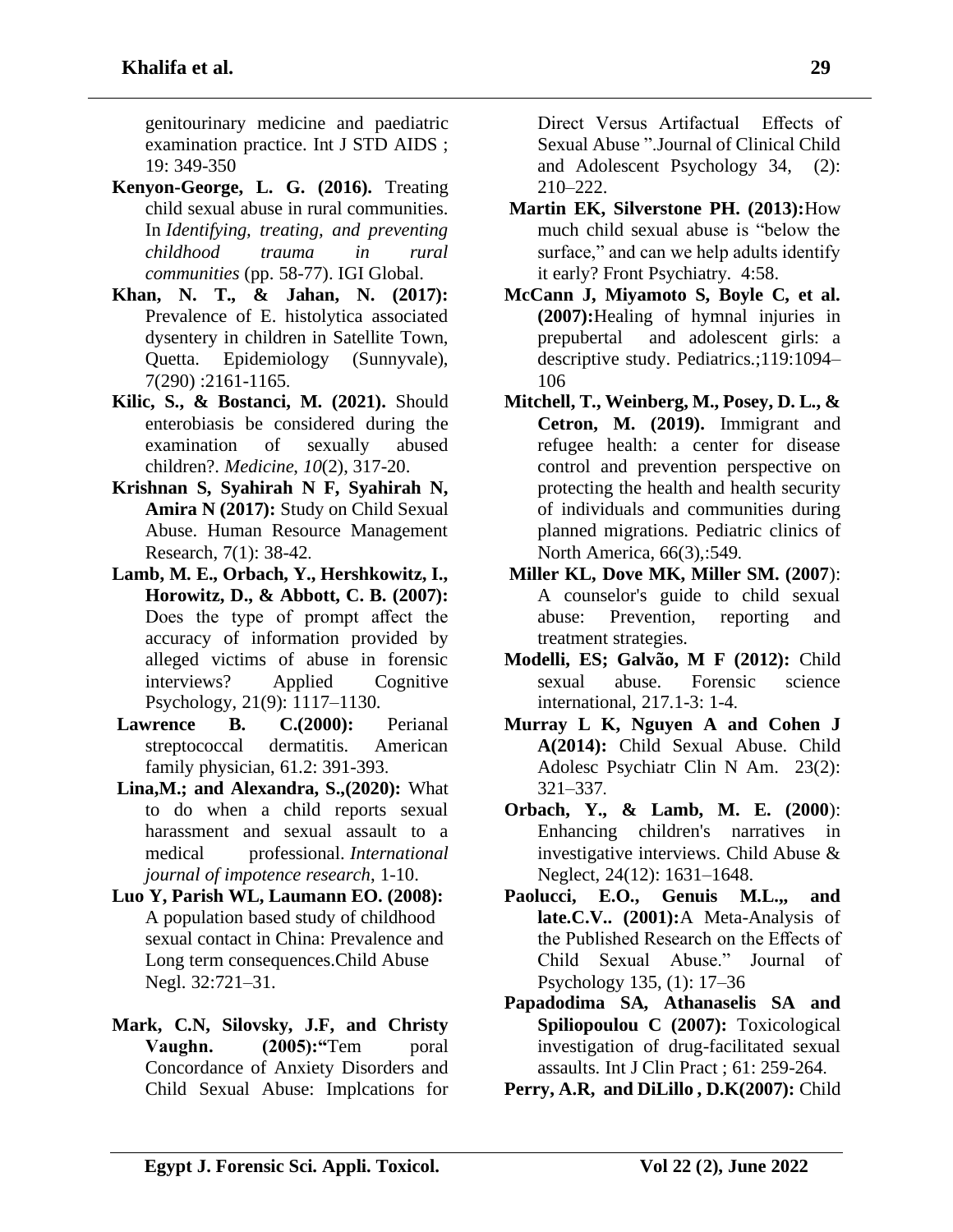genitourinary medicine and paediatric examination practice. Int J STD AIDS ; 19: 349-350

**Kenyon-George, L. G. (2016).** Treating child sexual abuse in rural communities. In *Identifying, treating, and preventing childhood trauma in rural communities* (pp. 58-77). IGI Global.

**Khan, N. T., & Jahan, N. (2017):** Prevalence of E. histolytica associated dysentery in children in Satellite Town, Quetta. Epidemiology (Sunnyvale), 7(290) :2161-1165.

**Kilic, S., & Bostanci, M. (2021).** Should enterobiasis be considered during the examination of sexually abused children?. *Medicine*, *10*(2), 317-20.

**Krishnan S, Syahirah N F, Syahirah N, Amira N (2017):** Study on Child Sexual Abuse. Human Resource Management Research, 7(1): 38-42.

**Lamb, M. E., Orbach, Y., Hershkowitz, I., Horowitz, D., & Abbott, C. B. (2007):** Does the type of prompt affect the accuracy of information provided by alleged victims of abuse in forensic interviews? Applied Cognitive Psychology, 21(9): 1117–1130.

**Lawrence B. C.(2000):** Perianal streptococcal dermatitis. American family physician, 61.2: 391-393.

**Lina,M.; and Alexandra, S.,(2020):** What to do when a child reports sexual harassment and sexual assault to a medical professional. *International journal of impotence research*, 1-10.

**Luo Y, Parish WL, Laumann EO. (2008):** A population based study of childhood sexual contact in China: Prevalence and Long term consequences.Child Abuse Negl. 32:721–31.

**Mark, C.N, Silovsky, J.F, and Christy Vaughn. (2005):"**Tem poral Concordance of Anxiety Disorders and Child Sexual Abuse: Implcations for Direct Versus Artifactual Effects of Sexual Abuse ".Journal of Clinical Child and Adolescent Psychology 34, (2): 210–222.

**Martin EK, Silverstone PH. (2013):**How much child sexual abuse is "below the surface," and can we help adults identify it early? Front Psychiatry. 4:58.

**McCann J, Miyamoto S, Boyle C, et al. (2007):**Healing of hymnal injuries in prepubertal and adolescent girls: a descriptive study. Pediatrics.;119:1094–106

**Mitchell, T., Weinberg, M., Posey, D. L., & Cetron, M. (2019).** Immigrant and refugee health: a center for disease control and prevention perspective on protecting the health and health security of individuals and communities during planned migrations. Pediatric clinics of North America, 66(3),:549.

**Miller KL, Dove MK, Miller SM. (2007**): A counselor's guide to child sexual abuse: Prevention, reporting and treatment strategies.

**Modelli, ES; Galvão, M F (2012):** Child sexual abuse. Forensic science international, 217.1-3: 1-4.

**Murray L K, Nguyen A and Cohen J A(2014):** Child Sexual Abuse. Child Adolesc Psychiatr Clin N Am. 23(2): 321–337.

**Orbach, Y., & Lamb, M. E. (2000**): Enhancing children's narratives in investigative interviews. Child Abuse & Neglect, 24(12): 1631–1648.

**Paolucci, E.O., Genuis M.L.,, and late.C.V.. (2001):**A Meta-Analysis of the Published Research on the Effects of Child Sexual Abuse." Journal of Psychology 135, (1): 17–36

**Papadodima SA, Athanaselis SA and Spiliopoulou C (2007):** Toxicological investigation of drug-facilitated sexual assaults. Int J Clin Pract ; 61: 259-264.

**Perry, A.R, and DiLillo , D.K(2007):** Child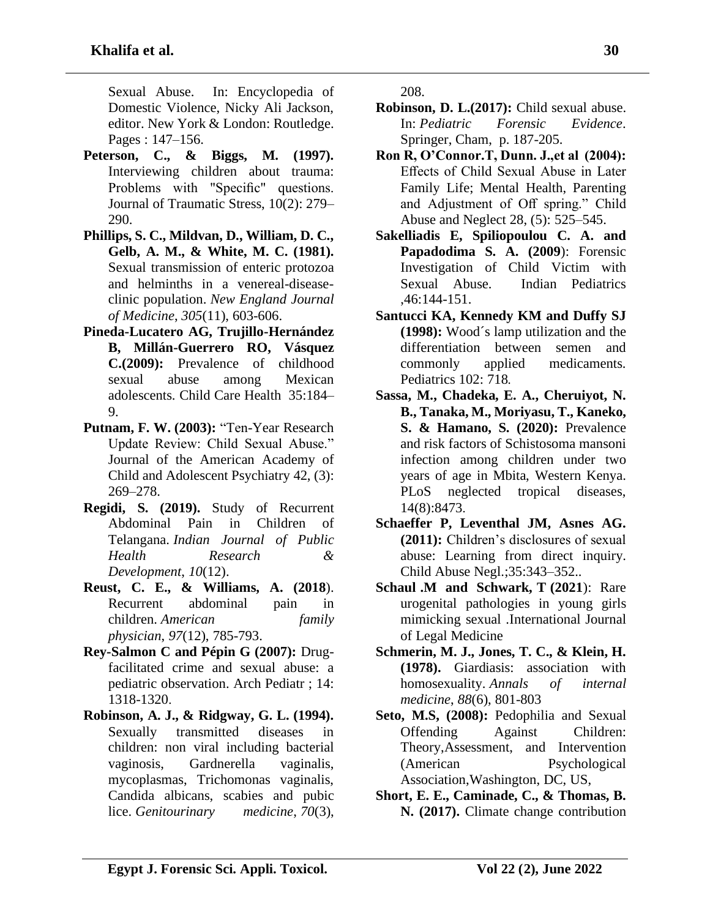Sexual Abuse. In: Encyclopedia of Domestic Violence, Nicky Ali Jackson, editor. New York & London: Routledge. Pages : 147–156.

**Peterson, C., & Biggs, M. (1997).** Interviewing children about trauma: Problems with "Specific" questions. Journal of Traumatic Stress, 10(2): 279–290.

**Phillips, S. C., Mildvan, D., William, D. C., Gelb, A. M., & White, M. C. (1981).** Sexual transmission of enteric protozoa and helminths in a venereal-disease-clinic population. *New England Journal of Medicine*, *305*(11), 603-606.

**Pineda-Lucatero AG, Trujillo-Hernández B, Millán-Guerrero RO, Vásquez C.(2009):** Prevalence of childhood sexual abuse among Mexican adolescents. Child Care Health 35:184–9.

**Putnam, F. W. (2003):** "Ten-Year Research Update Review: Child Sexual Abuse." Journal of the American Academy of Child and Adolescent Psychiatry 42, (3): 269–278.

**Regidi, S. (2019).** Study of Recurrent Abdominal Pain in Children of Telangana. *Indian Journal of Public Health Research & Development*, *10*(12).

**Reust, C. E., & Williams, A. (2018**). Recurrent abdominal pain in children. *American family physician*, *97*(12), 785-793.

**Rey-Salmon C and Pépin G (2007):** Drug-facilitated crime and sexual abuse: a pediatric observation. Arch Pediatr ; 14: 1318-1320.

**Robinson, A. J., & Ridgway, G. L. (1994).** Sexually transmitted diseases in children: non viral including bacterial vaginosis, Gardnerella vaginalis, mycoplasmas, Trichomonas vaginalis, Candida albicans, scabies and pubic lice. *Genitourinary medicine*, *70*(3), 208.

**Robinson, D. L.(2017):** Child sexual abuse. In: *Pediatric Forensic Evidence*. Springer, Cham, p. 187-205.

**Ron R, O'Connor.T, Dunn. J.,et al (2004):** Effects of Child Sexual Abuse in Later Family Life; Mental Health, Parenting and Adjustment of Off spring." Child Abuse and Neglect 28, (5): 525–545.

**Sakelliadis E, Spiliopoulou C. A. and Papadodima S. A. (2009**): Forensic Investigation of Child Victim with Sexual Abuse. Indian Pediatrics ,46:144-151.

**Santucci KA, Kennedy KM and Duffy SJ (1998):** Wood´s lamp utilization and the differentiation between semen and commonly applied medicaments. Pediatrics 102: 718.

**Sassa, M., Chadeka, E. A., Cheruiyot, N. B., Tanaka, M., Moriyasu, T., Kaneko, S. & Hamano, S. (2020):** Prevalence and risk factors of Schistosoma mansoni infection among children under two years of age in Mbita, Western Kenya. PLoS neglected tropical diseases, 14(8):8473.

**Schaeffer P, Leventhal JM, Asnes AG. (2011):** Children's disclosures of sexual abuse: Learning from direct inquiry. Child Abuse Negl.;35:343–352..

**Schaul .M and Schwark, T (2021**): Rare urogenital pathologies in young girls mimicking sexual .International Journal of Legal Medicine

**Schmerin, M. J., Jones, T. C., & Klein, H. (1978).** Giardiasis: association with homosexuality. *Annals of internal medicine*, *88*(6), 801-803

**Seto, M.S, (2008):** Pedophilia and Sexual Offending Against Children: Theory,Assessment, and Intervention (American Psychological Association,Washington, DC, US,

**Short, E. E., Caminade, C., & Thomas, B. N. (2017).** Climate change contribution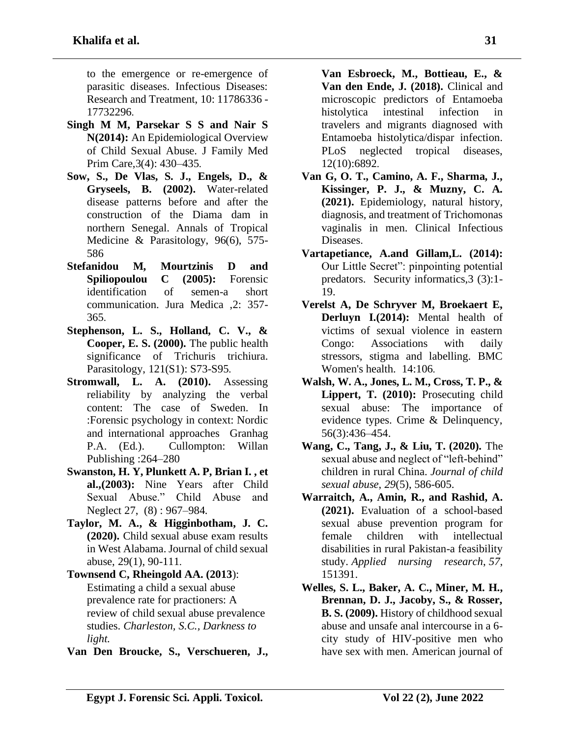to the emergence or re-emergence of parasitic diseases. Infectious Diseases: Research and Treatment, 10: 11786336 - 17732296.

**Singh M M, Parsekar S S and Nair S N(2014):** An Epidemiological Overview of Child Sexual Abuse. J Family Med Prim Care,3(4): 430–435.

**Sow, S., De Vlas, S. J., Engels, D., & Gryseels, B. (2002).** Water-related disease patterns before and after the construction of the Diama dam in northern Senegal. Annals of Tropical Medicine & Parasitology, 96(6), 575-586

**Stefanidou M, Mourtzinis D and Spiliopoulou C (2005):** Forensic identification of semen-a short communication. Jura Medica ,2: 357-365.

**Stephenson, L. S., Holland, C. V., & Cooper, E. S. (2000).** The public health significance of Trichuris trichiura. Parasitology, 121(S1): S73-S95.

**Stromwall, L. A. (2010).** Assessing reliability by analyzing the verbal content: The case of Sweden. In :Forensic psychology in context: Nordic and international approaches Granhag P.A. (Ed.). Cullompton: Willan Publishing :264–280

**Swanston, H. Y, Plunkett A. P, Brian I. , et al.,(2003):** Nine Years after Child Sexual Abuse." Child Abuse and Neglect 27, (8) : 967–984.

**Taylor, M. A., & Higginbotham, J. C. (2020).** Child sexual abuse exam results in West Alabama. Journal of child sexual abuse, 29(1), 90-111.

**Townsend C, Rheingold AA. (2013**): Estimating a child a sexual abuse prevalence rate for practioners: A review of child sexual abuse prevalence studies. *Charleston, S.C., Darkness to light.*

**Van Den Broucke, S., Verschueren, J., Van Esbroeck, M., Bottieau, E., & Van den Ende, J. (2018).** Clinical and microscopic predictors of Entamoeba histolytica intestinal infection in travelers and migrants diagnosed with Entamoeba histolytica/dispar infection. PLoS neglected tropical diseases, 12(10):6892.

**Van G, O. T., Camino, A. F., Sharma, J., Kissinger, P. J., & Muzny, C. A. (2021).** Epidemiology, natural history, diagnosis, and treatment of Trichomonas vaginalis in men. Clinical Infectious Diseases.

**Vartapetiance, A.and Gillam,L. (2014):** Our Little Secret": pinpointing potential predators. Security informatics,3 (3):1-19.

**Verelst A, De Schryver M, Broekaert E, Derluyn I.(2014):** Mental health of victims of sexual violence in eastern Congo: Associations with daily stressors, stigma and labelling. BMC Women's health. 14:106.

**Walsh, W. A., Jones, L. M., Cross, T. P., & Lippert, T. (2010):** Prosecuting child sexual abuse: The importance of evidence types. Crime & Delinquency, 56(3):436–454.

**Wang, C., Tang, J., & Liu, T. (2020).** The sexual abuse and neglect of "left-behind" children in rural China. *Journal of child sexual abuse*, *29*(5), 586-605.

**Warraitch, A., Amin, R., and Rashid, A. (2021).** Evaluation of a school-based sexual abuse prevention program for female children with intellectual disabilities in rural Pakistan-a feasibility study. *Applied nursing research*, *57*, 151391.

**Welles, S. L., Baker, A. C., Miner, M. H., Brennan, D. J., Jacoby, S., & Rosser, B. S. (2009).** History of childhood sexual abuse and unsafe anal intercourse in a 6-city study of HIV-positive men who have sex with men. American journal of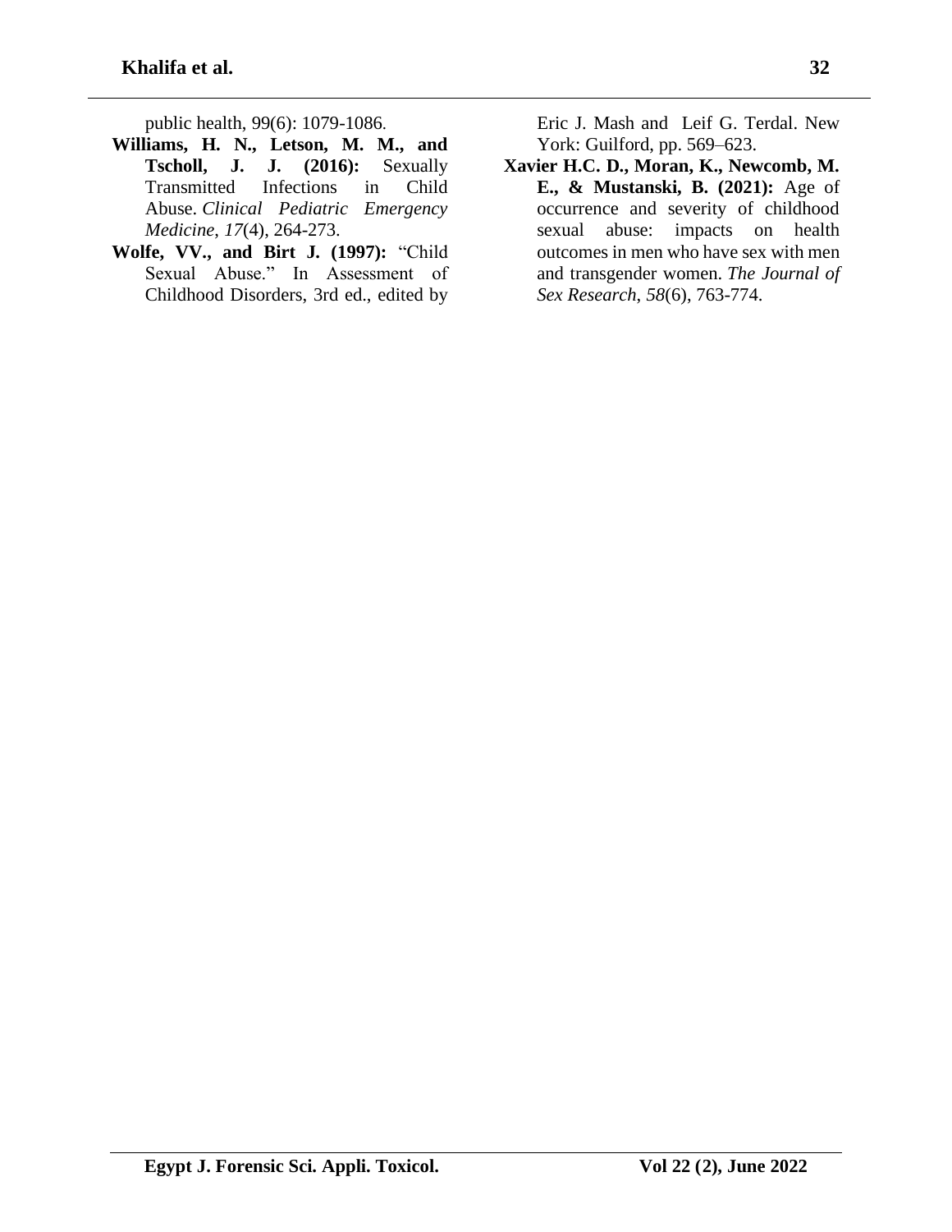public health, 99(6): 1079-1086.

**Williams, H. N., Letson, M. M., and Tscholl, J. J. (2016):** Sexually Transmitted Infections in Child Abuse. *Clinical Pediatric Emergency Medicine*, *17*(4), 264-273.

**Wolfe, VV., and Birt J. (1997):** "Child Sexual Abuse." In Assessment of Childhood Disorders, 3rd ed., edited by Eric J. Mash and Leif G. Terdal. New York: Guilford, pp. 569–623.

**Xavier H.C. D., Moran, K., Newcomb, M. E., & Mustanski, B. (2021):** Age of occurrence and severity of childhood sexual abuse: impacts on health outcomes in men who have sex with men and transgender women. *The Journal of Sex Research*, *58*(6), 763-774.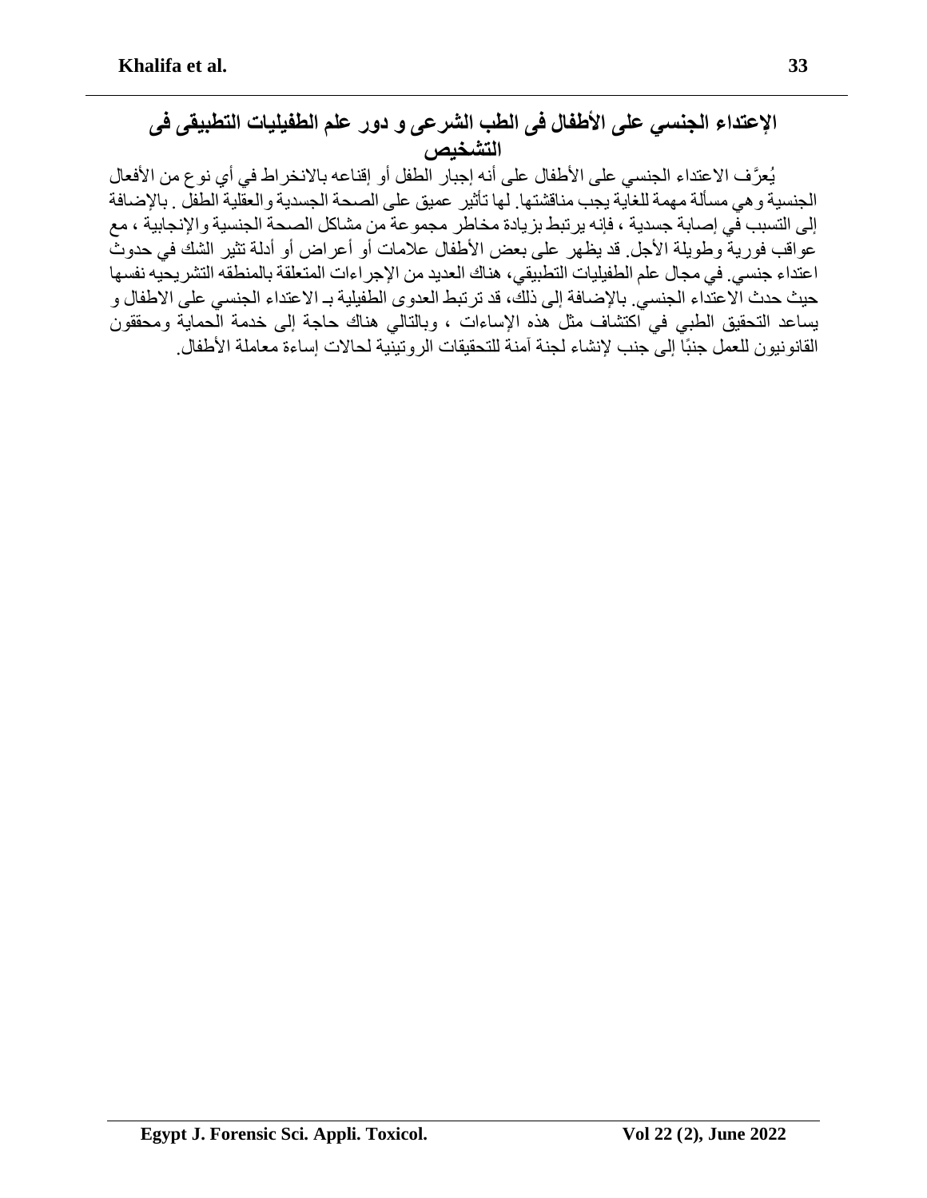## الإعتداء الجنسي على الأطفال فى الطب الشرعى و دور علم الطفيليات التطبيقى فى التشخيص

يُعرَّف الاعتداء الجنسي على الأطفال على أنه إجبار الطفل أو إقناعه بالانخراط في أي نوع من الأفعال الجنسية وهي مسألة مهمة للغاية يجب مناقشتها. لها تأثير عميق على الصحة الجسدية والعقلية الطفل . بالإضافة إلى التسبب في إصابة جسدية ، فإنه يرتبط بزيادة مخاطر مجموعة من مشاكل الصحة الجنسية والإنجابية ، مع عواقب فورية وطويلة الأجل. قد يظهر على بعض الأطفال علامات أو أعراض أو أدلة تثير الشك في حدوث اعتداء جنسي. في مجال علم الطفيليات التطبيقي، هناك العديد من الإجراءات المتعلقة بالمنطقه التشريحيه نفسها حيث حدث الاعتداء الجنسي. بالإضافة إلى ذلك، قد ترتبط العدوى الطفيلية بـ الاعتداء الجنسي على الاطفال و يساعد التحقيق الطبي في اكتشاف مثل هذه الإساءات ، وبالتالي هناك حاجة إلى خدمة الحماية ومحققون القانونيون للعمل جنبًا إلى جنب لإنشاء لجنة آمنة للتحقيقات الروتينية لحالات إساءة معاملة الأطفال.